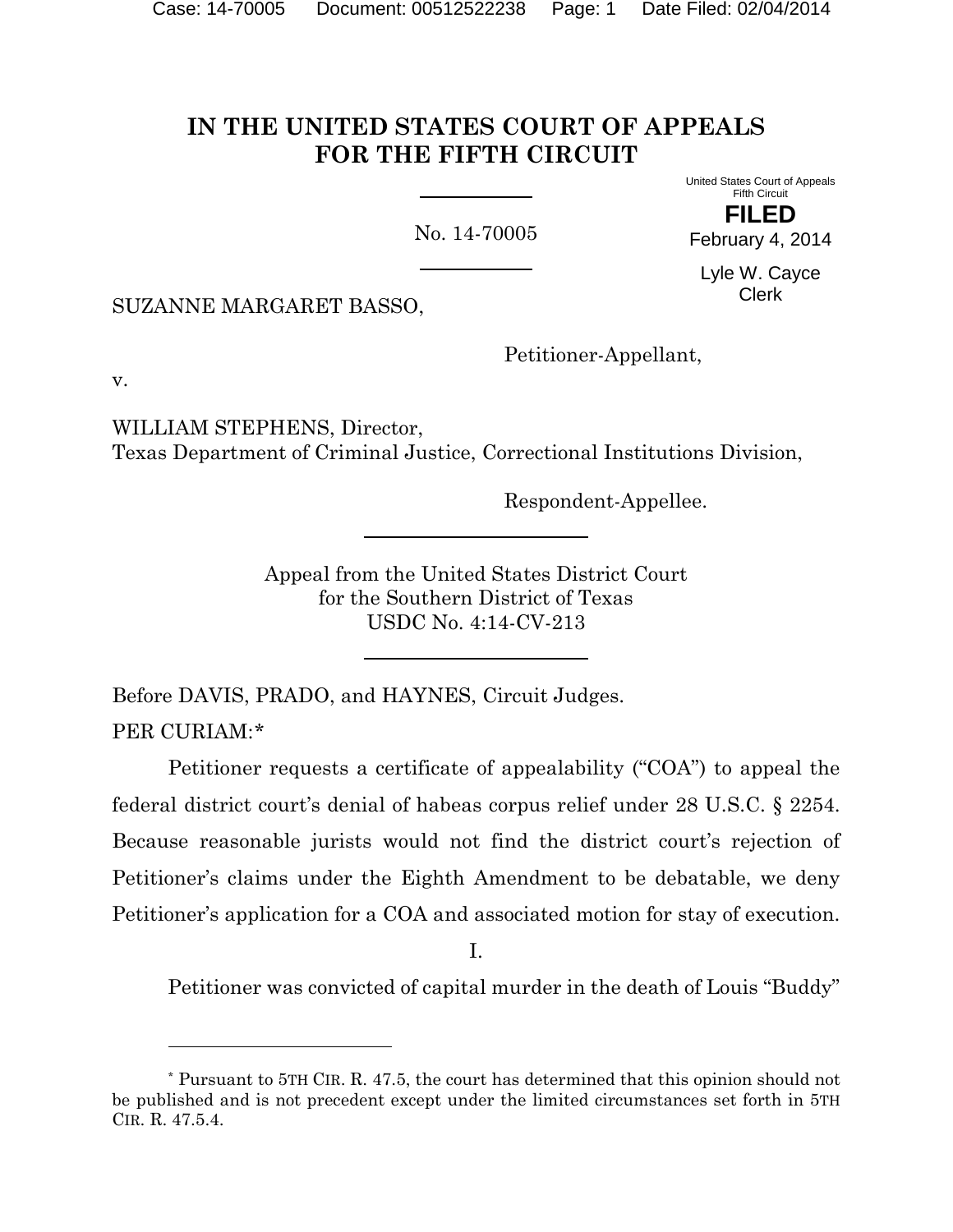# IN THE UNITED STATES COURT OF APPEALS FOR THE FIFTH CIRCUIT

United States Court of Appeals
Fifth Circuit

**FILED**
February 4, 2014

Lyle W. Cayce
Clerk

No. 14-70005

SUZANNE MARGARET BASSO,

Petitioner-Appellant,

v.

WILLIAM STEPHENS, Director,
Texas Department of Criminal Justice, Correctional Institutions Division,

Respondent-Appellee.

Appeal from the United States District Court
for the Southern District of Texas
USDC No. 4:14-CV-213

Before DAVIS, PRADO, and HAYNES, Circuit Judges.

PER CURIAM:*

Petitioner requests a certificate of appealability ("COA") to appeal the federal district court's denial of habeas corpus relief under 28 U.S.C. § 2254. Because reasonable jurists would not find the district court's rejection of Petitioner's claims under the Eighth Amendment to be debatable, we deny Petitioner's application for a COA and associated motion for stay of execution.

I.

Petitioner was convicted of capital murder in the death of Louis "Buddy"

---

* Pursuant to 5TH CIR. R. 47.5, the court has determined that this opinion should not be published and is not precedent except under the limited circumstances set forth in 5TH CIR. R. 47.5.4.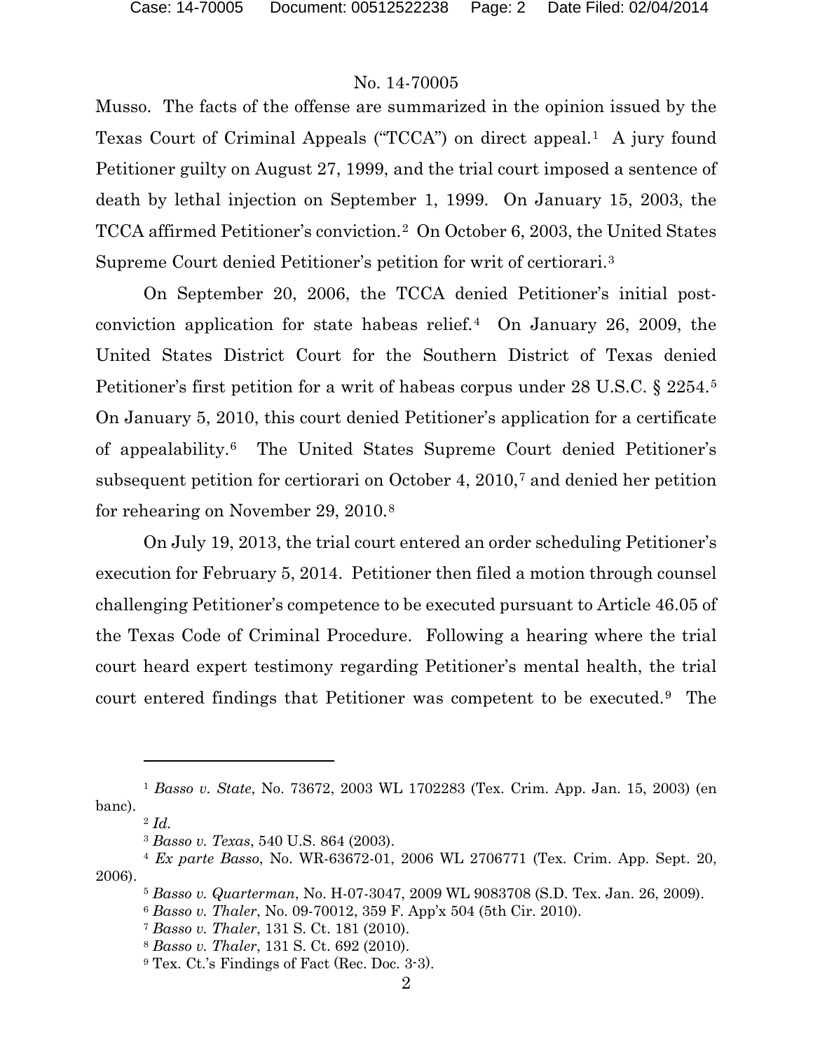Musso. The facts of the offense are summarized in the opinion issued by the Texas Court of Criminal Appeals ("TCCA") on direct appeal.[1] A jury found Petitioner guilty on August 27, 1999, and the trial court imposed a sentence of death by lethal injection on September 1, 1999. On January 15, 2003, the TCCA affirmed Petitioner's conviction.[2] On October 6, 2003, the United States Supreme Court denied Petitioner's petition for writ of certiorari.[3]

On September 20, 2006, the TCCA denied Petitioner's initial post-conviction application for state habeas relief.[4] On January 26, 2009, the United States District Court for the Southern District of Texas denied Petitioner's first petition for a writ of habeas corpus under 28 U.S.C. § 2254.[5] On January 5, 2010, this court denied Petitioner's application for a certificate of appealability.[6] The United States Supreme Court denied Petitioner's subsequent petition for certiorari on October 4, 2010,[7] and denied her petition for rehearing on November 29, 2010.[8]

On July 19, 2013, the trial court entered an order scheduling Petitioner's execution for February 5, 2014. Petitioner then filed a motion through counsel challenging Petitioner's competence to be executed pursuant to Article 46.05 of the Texas Code of Criminal Procedure. Following a hearing where the trial court heard expert testimony regarding Petitioner's mental health, the trial court entered findings that Petitioner was competent to be executed.[9] The

---

[1] *Basso v. State*, No. 73672, 2003 WL 1702283 (Tex. Crim. App. Jan. 15, 2003) (en banc).

[2] *Id.*

[3] *Basso v. Texas*, 540 U.S. 864 (2003).

[4] *Ex parte Basso*, No. WR-63672-01, 2006 WL 2706771 (Tex. Crim. App. Sept. 20, 2006).

[5] *Basso v. Quarterman*, No. H-07-3047, 2009 WL 9083708 (S.D. Tex. Jan. 26, 2009).

[6] *Basso v. Thaler*, No. 09-70012, 359 F. App'x 504 (5th Cir. 2010).

[7] *Basso v. Thaler*, 131 S. Ct. 181 (2010).

[8] *Basso v. Thaler*, 131 S. Ct. 692 (2010).

[9] Tex. Ct.'s Findings of Fact (Rec. Doc. 3-3).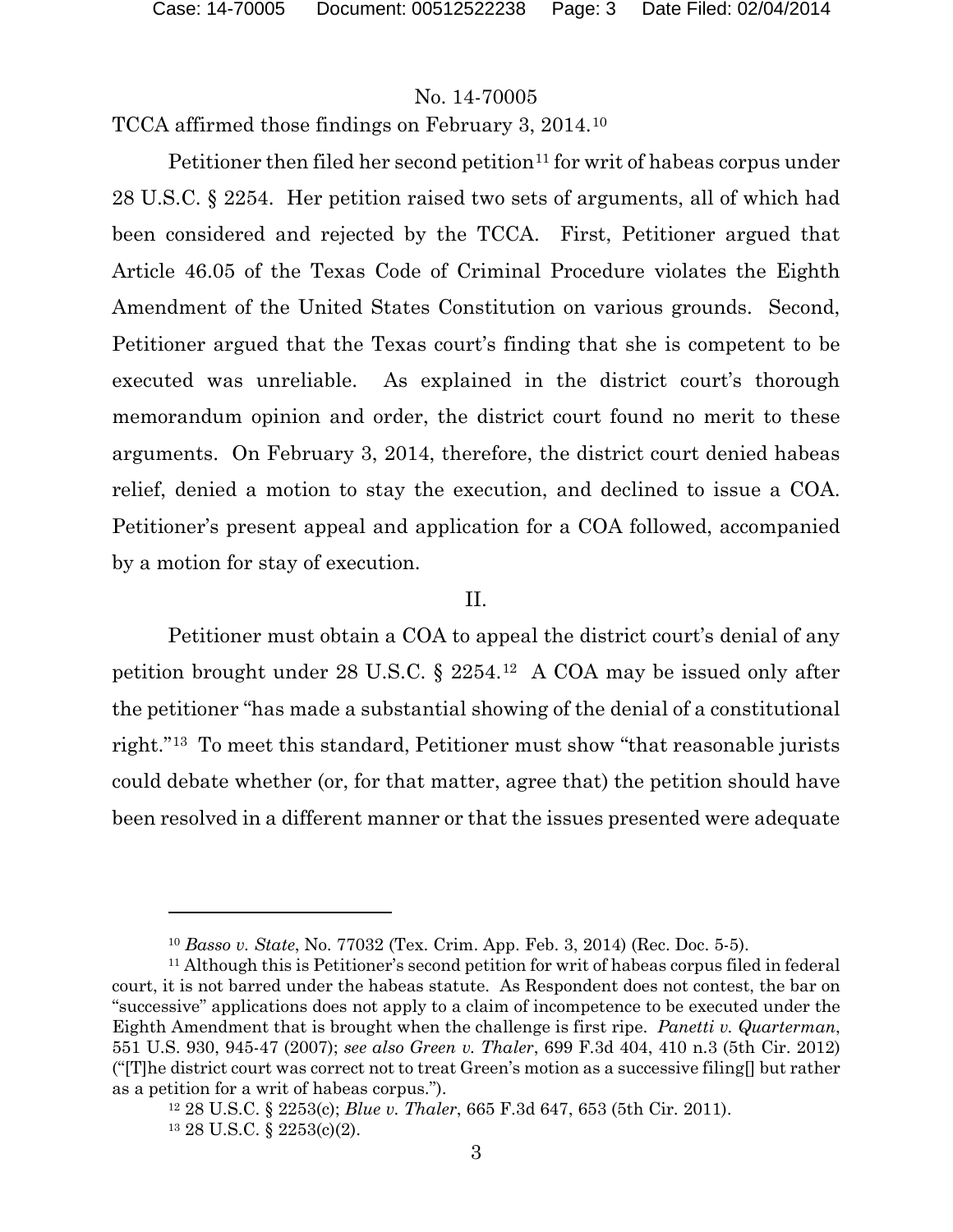TCCA affirmed those findings on February 3, 2014.[10]

Petitioner then filed her second petition[11] for writ of habeas corpus under 28 U.S.C. § 2254. Her petition raised two sets of arguments, all of which had been considered and rejected by the TCCA. First, Petitioner argued that Article 46.05 of the Texas Code of Criminal Procedure violates the Eighth Amendment of the United States Constitution on various grounds. Second, Petitioner argued that the Texas court's finding that she is competent to be executed was unreliable. As explained in the district court's thorough memorandum opinion and order, the district court found no merit to these arguments. On February 3, 2014, therefore, the district court denied habeas relief, denied a motion to stay the execution, and declined to issue a COA. Petitioner's present appeal and application for a COA followed, accompanied by a motion for stay of execution.

## II.

Petitioner must obtain a COA to appeal the district court's denial of any petition brought under 28 U.S.C. § 2254.[12] A COA may be issued only after the petitioner "has made a substantial showing of the denial of a constitutional right."[13] To meet this standard, Petitioner must show "that reasonable jurists could debate whether (or, for that matter, agree that) the petition should have been resolved in a different manner or that the issues presented were adequate

---

[10] *Basso v. State*, No. 77032 (Tex. Crim. App. Feb. 3, 2014) (Rec. Doc. 5-5).

[11] Although this is Petitioner's second petition for writ of habeas corpus filed in federal court, it is not barred under the habeas statute. As Respondent does not contest, the bar on "successive" applications does not apply to a claim of incompetence to be executed under the Eighth Amendment that is brought when the challenge is first ripe. *Panetti v. Quarterman*, 551 U.S. 930, 945-47 (2007); *see also Green v. Thaler*, 699 F.3d 404, 410 n.3 (5th Cir. 2012) ("[T]he district court was correct not to treat Green's motion as a successive filing[] but rather as a petition for a writ of habeas corpus.").

[12] 28 U.S.C. § 2253(c); *Blue v. Thaler*, 665 F.3d 647, 653 (5th Cir. 2011).

[13] 28 U.S.C. § 2253(c)(2).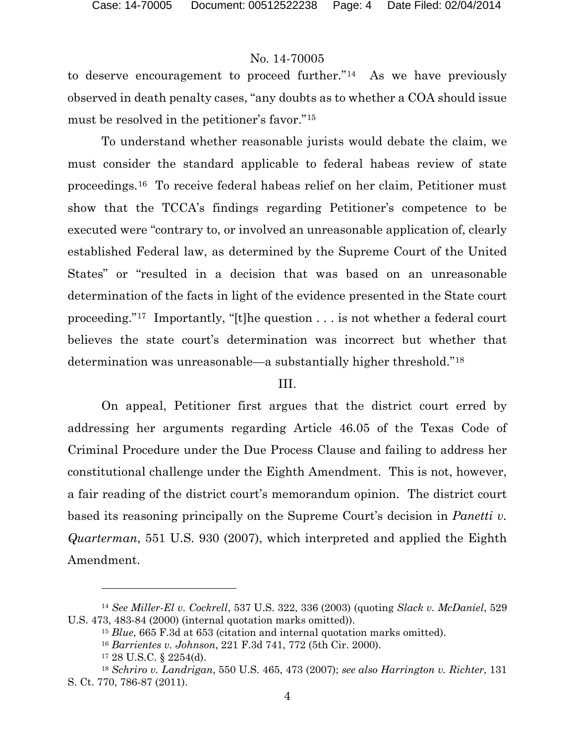to deserve encouragement to proceed further."[14] As we have previously observed in death penalty cases, "any doubts as to whether a COA should issue must be resolved in the petitioner's favor."[15]

To understand whether reasonable jurists would debate the claim, we must consider the standard applicable to federal habeas review of state proceedings.[16] To receive federal habeas relief on her claim, Petitioner must show that the TCCA's findings regarding Petitioner's competence to be executed were "contrary to, or involved an unreasonable application of, clearly established Federal law, as determined by the Supreme Court of the United States" or "resulted in a decision that was based on an unreasonable determination of the facts in light of the evidence presented in the State court proceeding."[17] Importantly, "[t]he question . . . is not whether a federal court believes the state court's determination was incorrect but whether that determination was unreasonable—a substantially higher threshold."[18]

## III.

On appeal, Petitioner first argues that the district court erred by addressing her arguments regarding Article 46.05 of the Texas Code of Criminal Procedure under the Due Process Clause and failing to address her constitutional challenge under the Eighth Amendment. This is not, however, a fair reading of the district court's memorandum opinion. The district court based its reasoning principally on the Supreme Court's decision in *Panetti v. Quarterman*, 551 U.S. 930 (2007), which interpreted and applied the Eighth Amendment.

---

[14] *See Miller-El v. Cockrell*, 537 U.S. 322, 336 (2003) (quoting *Slack v. McDaniel*, 529 U.S. 473, 483-84 (2000) (internal quotation marks omitted)).

[15] *Blue*, 665 F.3d at 653 (citation and internal quotation marks omitted).

[16] *Barrientes v. Johnson*, 221 F.3d 741, 772 (5th Cir. 2000).

[17] 28 U.S.C. § 2254(d).

[18] *Schriro v. Landrigan*, 550 U.S. 465, 473 (2007); *see also Harrington v. Richter*, 131 S. Ct. 770, 786-87 (2011).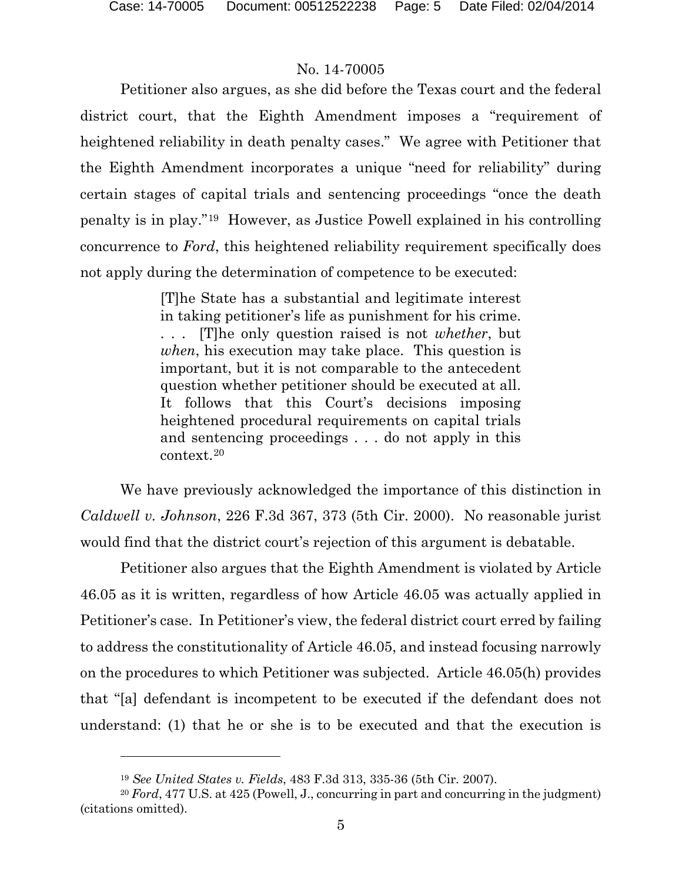Petitioner also argues, as she did before the Texas court and the federal district court, that the Eighth Amendment imposes a "requirement of heightened reliability in death penalty cases." We agree with Petitioner that the Eighth Amendment incorporates a unique "need for reliability" during certain stages of capital trials and sentencing proceedings "once the death penalty is in play."[19] However, as Justice Powell explained in his controlling concurrence to *Ford*, this heightened reliability requirement specifically does not apply during the determination of competence to be executed:

> [T]he State has a substantial and legitimate interest in taking petitioner's life as punishment for his crime. . . . [T]he only question raised is not *whether*, but *when*, his execution may take place. This question is important, but it is not comparable to the antecedent question whether petitioner should be executed at all. It follows that this Court's decisions imposing heightened procedural requirements on capital trials and sentencing proceedings . . . do not apply in this context.[20]

We have previously acknowledged the importance of this distinction in *Caldwell v. Johnson*, 226 F.3d 367, 373 (5th Cir. 2000). No reasonable jurist would find that the district court's rejection of this argument is debatable.

Petitioner also argues that the Eighth Amendment is violated by Article 46.05 as it is written, regardless of how Article 46.05 was actually applied in Petitioner's case. In Petitioner's view, the federal district court erred by failing to address the constitutionality of Article 46.05, and instead focusing narrowly on the procedures to which Petitioner was subjected. Article 46.05(h) provides that "[a] defendant is incompetent to be executed if the defendant does not understand: (1) that he or she is to be executed and that the execution is

---

[19] *See United States v. Fields*, 483 F.3d 313, 335-36 (5th Cir. 2007).

[20] *Ford*, 477 U.S. at 425 (Powell, J., concurring in part and concurring in the judgment) (citations omitted).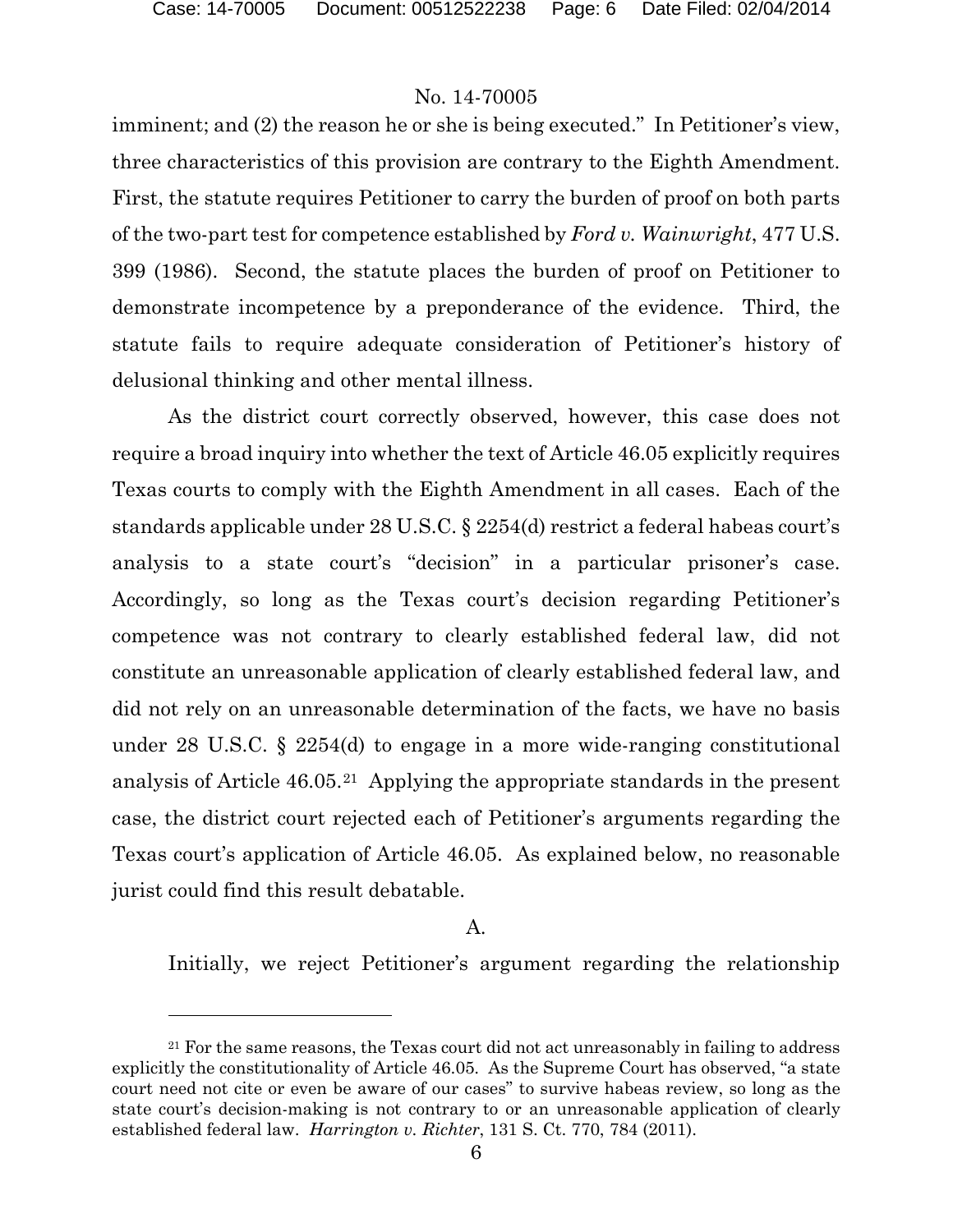imminent; and (2) the reason he or she is being executed." In Petitioner's view, three characteristics of this provision are contrary to the Eighth Amendment. First, the statute requires Petitioner to carry the burden of proof on both parts of the two-part test for competence established by *Ford v. Wainwright*, 477 U.S. 399 (1986). Second, the statute places the burden of proof on Petitioner to demonstrate incompetence by a preponderance of the evidence. Third, the statute fails to require adequate consideration of Petitioner's history of delusional thinking and other mental illness.

As the district court correctly observed, however, this case does not require a broad inquiry into whether the text of Article 46.05 explicitly requires Texas courts to comply with the Eighth Amendment in all cases. Each of the standards applicable under 28 U.S.C. § 2254(d) restrict a federal habeas court's analysis to a state court's "decision" in a particular prisoner's case. Accordingly, so long as the Texas court's decision regarding Petitioner's competence was not contrary to clearly established federal law, did not constitute an unreasonable application of clearly established federal law, and did not rely on an unreasonable determination of the facts, we have no basis under 28 U.S.C. § 2254(d) to engage in a more wide-ranging constitutional analysis of Article 46.05.[21] Applying the appropriate standards in the present case, the district court rejected each of Petitioner's arguments regarding the Texas court's application of Article 46.05. As explained below, no reasonable jurist could find this result debatable.

A.

Initially, we reject Petitioner's argument regarding the relationship

---

[21] For the same reasons, the Texas court did not act unreasonably in failing to address explicitly the constitutionality of Article 46.05. As the Supreme Court has observed, "a state court need not cite or even be aware of our cases" to survive habeas review, so long as the state court's decision-making is not contrary to or an unreasonable application of clearly established federal law. *Harrington v. Richter*, 131 S. Ct. 770, 784 (2011).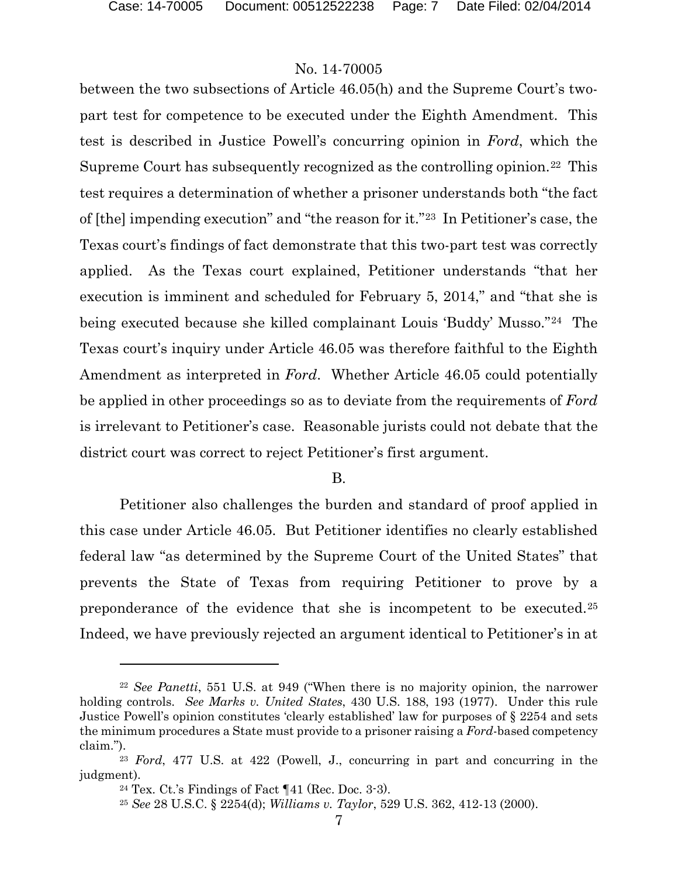between the two subsections of Article 46.05(h) and the Supreme Court's two-part test for competence to be executed under the Eighth Amendment. This test is described in Justice Powell's concurring opinion in *Ford*, which the Supreme Court has subsequently recognized as the controlling opinion.[22] This test requires a determination of whether a prisoner understands both "the fact of [the] impending execution" and "the reason for it."[23] In Petitioner's case, the Texas court's findings of fact demonstrate that this two-part test was correctly applied. As the Texas court explained, Petitioner understands "that her execution is imminent and scheduled for February 5, 2014," and "that she is being executed because she killed complainant Louis 'Buddy' Musso."[24] The Texas court's inquiry under Article 46.05 was therefore faithful to the Eighth Amendment as interpreted in *Ford*. Whether Article 46.05 could potentially be applied in other proceedings so as to deviate from the requirements of *Ford* is irrelevant to Petitioner's case. Reasonable jurists could not debate that the district court was correct to reject Petitioner's first argument.

B.

Petitioner also challenges the burden and standard of proof applied in this case under Article 46.05. But Petitioner identifies no clearly established federal law "as determined by the Supreme Court of the United States" that prevents the State of Texas from requiring Petitioner to prove by a preponderance of the evidence that she is incompetent to be executed.[25] Indeed, we have previously rejected an argument identical to Petitioner's in at

---

[22] *See Panetti*, 551 U.S. at 949 ("When there is no majority opinion, the narrower holding controls. *See Marks v. United States*, 430 U.S. 188, 193 (1977). Under this rule Justice Powell's opinion constitutes 'clearly established' law for purposes of § 2254 and sets the minimum procedures a State must provide to a prisoner raising a *Ford*-based competency claim.").

[23] *Ford*, 477 U.S. at 422 (Powell, J., concurring in part and concurring in the judgment).

[24] Tex. Ct.'s Findings of Fact ¶41 (Rec. Doc. 3-3).

[25] *See* 28 U.S.C. § 2254(d); *Williams v. Taylor*, 529 U.S. 362, 412-13 (2000).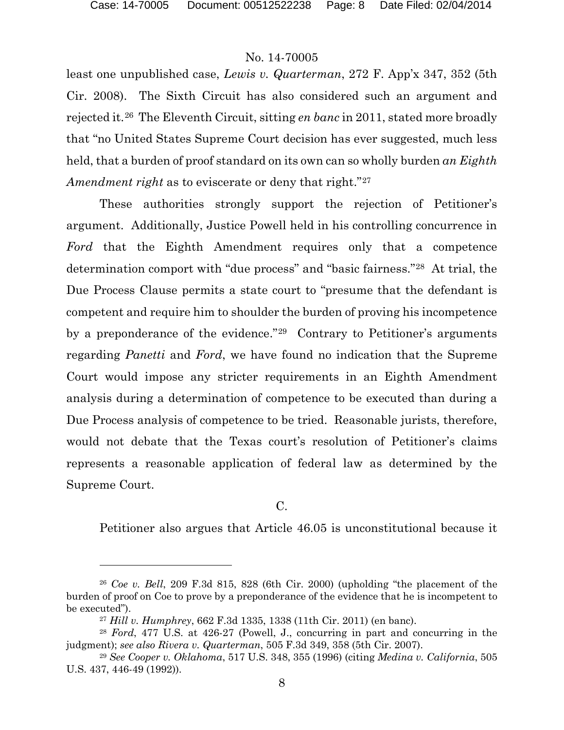least one unpublished case, *Lewis v. Quarterman*, 272 F. App'x 347, 352 (5th Cir. 2008). The Sixth Circuit has also considered such an argument and rejected it.[26] The Eleventh Circuit, sitting *en banc* in 2011, stated more broadly that "no United States Supreme Court decision has ever suggested, much less held, that a burden of proof standard on its own can so wholly burden *an Eighth Amendment right* as to eviscerate or deny that right."[27]

These authorities strongly support the rejection of Petitioner's argument. Additionally, Justice Powell held in his controlling concurrence in *Ford* that the Eighth Amendment requires only that a competence determination comport with "due process" and "basic fairness."[28] At trial, the Due Process Clause permits a state court to "presume that the defendant is competent and require him to shoulder the burden of proving his incompetence by a preponderance of the evidence."[29] Contrary to Petitioner's arguments regarding *Panetti* and *Ford*, we have found no indication that the Supreme Court would impose any stricter requirements in an Eighth Amendment analysis during a determination of competence to be executed than during a Due Process analysis of competence to be tried. Reasonable jurists, therefore, would not debate that the Texas court's resolution of Petitioner's claims represents a reasonable application of federal law as determined by the Supreme Court.

C.

Petitioner also argues that Article 46.05 is unconstitutional because it

---

[26] *Coe v. Bell*, 209 F.3d 815, 828 (6th Cir. 2000) (upholding "the placement of the burden of proof on Coe to prove by a preponderance of the evidence that he is incompetent to be executed").

[27] *Hill v. Humphrey*, 662 F.3d 1335, 1338 (11th Cir. 2011) (en banc).

[28] *Ford*, 477 U.S. at 426-27 (Powell, J., concurring in part and concurring in the judgment); *see also Rivera v. Quarterman*, 505 F.3d 349, 358 (5th Cir. 2007).

[29] *See Cooper v. Oklahoma*, 517 U.S. 348, 355 (1996) (citing *Medina v. California*, 505 U.S. 437, 446-49 (1992)).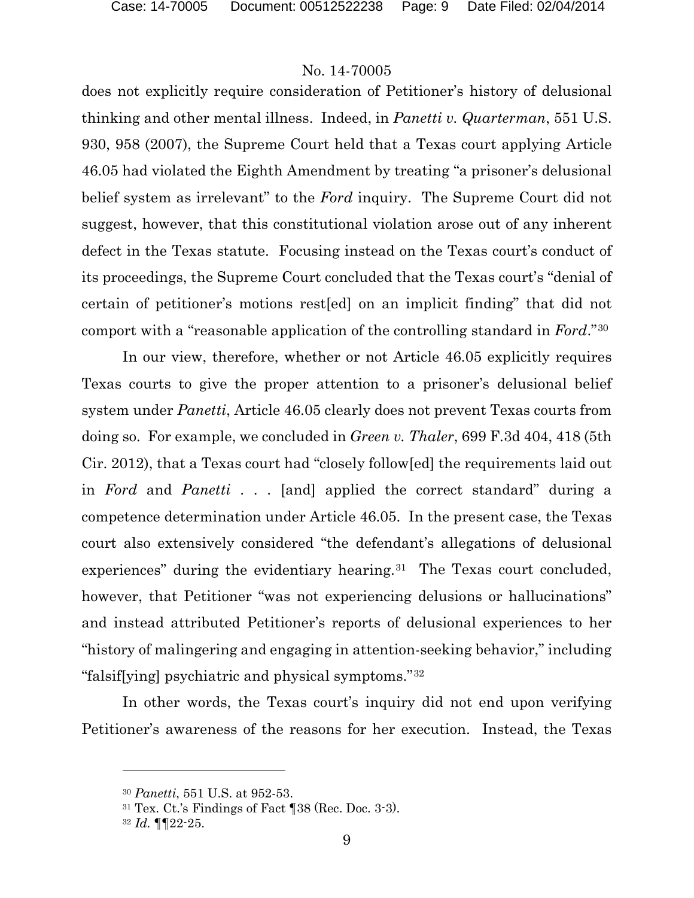does not explicitly require consideration of Petitioner's history of delusional thinking and other mental illness. Indeed, in *Panetti v. Quarterman*, 551 U.S. 930, 958 (2007), the Supreme Court held that a Texas court applying Article 46.05 had violated the Eighth Amendment by treating "a prisoner's delusional belief system as irrelevant" to the *Ford* inquiry. The Supreme Court did not suggest, however, that this constitutional violation arose out of any inherent defect in the Texas statute. Focusing instead on the Texas court's conduct of its proceedings, the Supreme Court concluded that the Texas court's "denial of certain of petitioner's motions rest[ed] on an implicit finding" that did not comport with a "reasonable application of the controlling standard in *Ford*."[30]

In our view, therefore, whether or not Article 46.05 explicitly requires Texas courts to give the proper attention to a prisoner's delusional belief system under *Panetti*, Article 46.05 clearly does not prevent Texas courts from doing so. For example, we concluded in *Green v. Thaler*, 699 F.3d 404, 418 (5th Cir. 2012), that a Texas court had "closely follow[ed] the requirements laid out in *Ford* and *Panetti* . . . [and] applied the correct standard" during a competence determination under Article 46.05. In the present case, the Texas court also extensively considered "the defendant's allegations of delusional experiences" during the evidentiary hearing.[31] The Texas court concluded, however, that Petitioner "was not experiencing delusions or hallucinations" and instead attributed Petitioner's reports of delusional experiences to her "history of malingering and engaging in attention-seeking behavior," including "falsif[ying] psychiatric and physical symptoms."[32]

In other words, the Texas court's inquiry did not end upon verifying Petitioner's awareness of the reasons for her execution. Instead, the Texas

---

[30] *Panetti*, 551 U.S. at 952-53.

[31] Tex. Ct.'s Findings of Fact ¶38 (Rec. Doc. 3-3).

[32] *Id.* ¶¶22-25.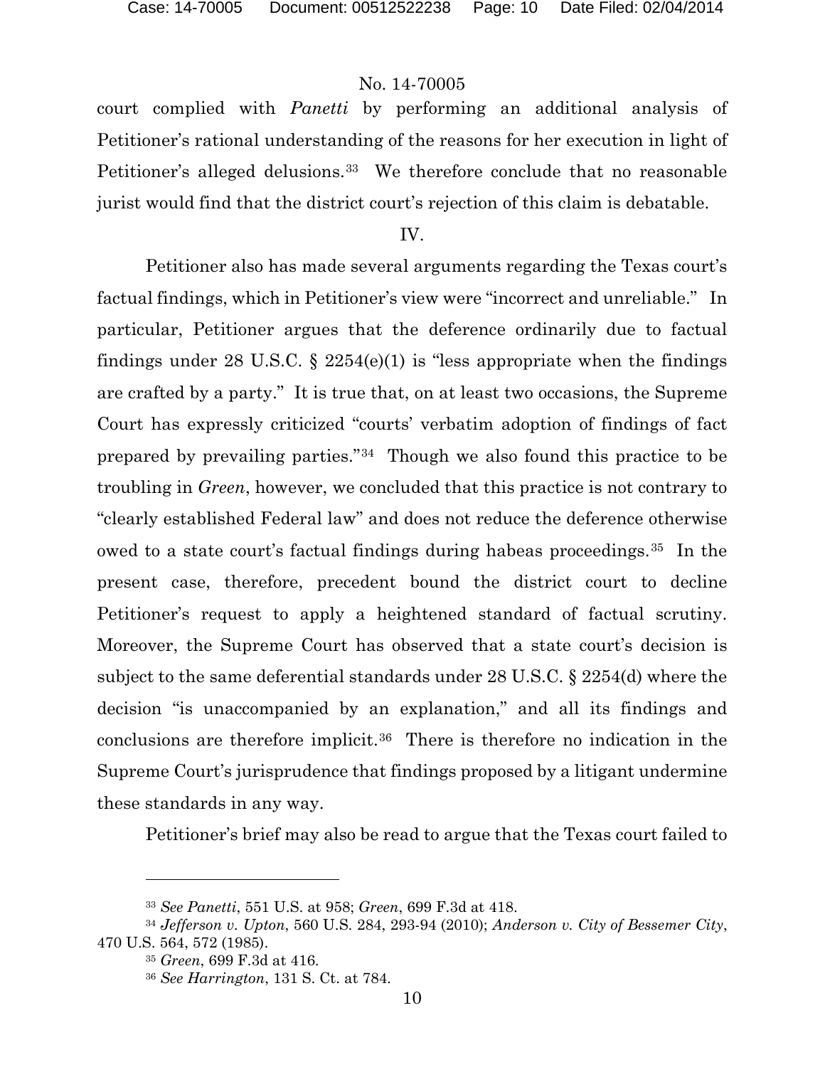court complied with *Panetti* by performing an additional analysis of Petitioner's rational understanding of the reasons for her execution in light of Petitioner's alleged delusions.[33] We therefore conclude that no reasonable jurist would find that the district court's rejection of this claim is debatable.

IV.

Petitioner also has made several arguments regarding the Texas court's factual findings, which in Petitioner's view were "incorrect and unreliable." In particular, Petitioner argues that the deference ordinarily due to factual findings under 28 U.S.C. § 2254(e)(1) is "less appropriate when the findings are crafted by a party." It is true that, on at least two occasions, the Supreme Court has expressly criticized "courts' verbatim adoption of findings of fact prepared by prevailing parties."[34] Though we also found this practice to be troubling in *Green*, however, we concluded that this practice is not contrary to "clearly established Federal law" and does not reduce the deference otherwise owed to a state court's factual findings during habeas proceedings.[35] In the present case, therefore, precedent bound the district court to decline Petitioner's request to apply a heightened standard of factual scrutiny. Moreover, the Supreme Court has observed that a state court's decision is subject to the same deferential standards under 28 U.S.C. § 2254(d) where the decision "is unaccompanied by an explanation," and all its findings and conclusions are therefore implicit.[36] There is therefore no indication in the Supreme Court's jurisprudence that findings proposed by a litigant undermine these standards in any way.

Petitioner's brief may also be read to argue that the Texas court failed to

---

[33] *See Panetti*, 551 U.S. at 958; *Green*, 699 F.3d at 418.

[34] *Jefferson v. Upton*, 560 U.S. 284, 293-94 (2010); *Anderson v. City of Bessemer City*, 470 U.S. 564, 572 (1985).

[35] *Green*, 699 F.3d at 416.

[36] *See Harrington*, 131 S. Ct. at 784.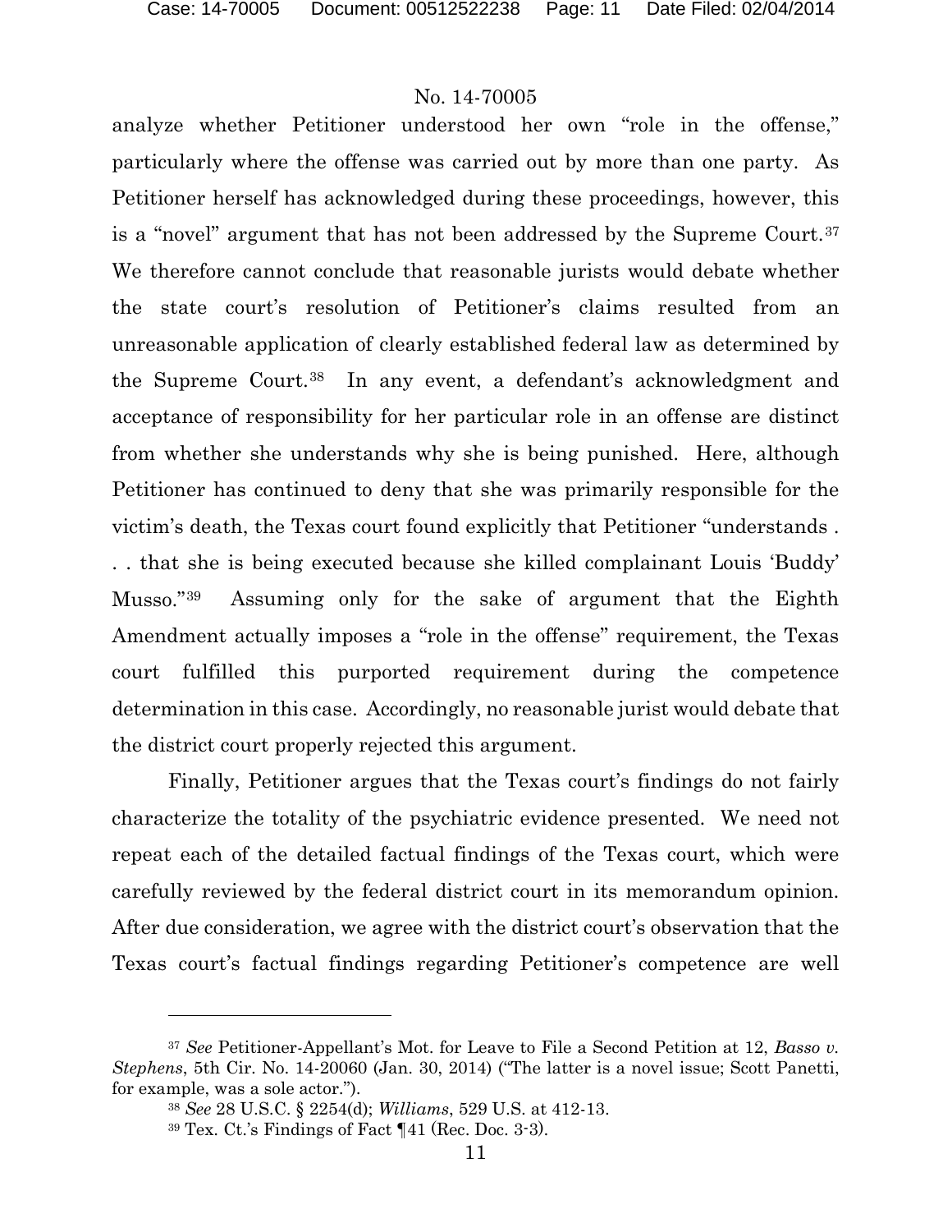analyze whether Petitioner understood her own "role in the offense," particularly where the offense was carried out by more than one party. As Petitioner herself has acknowledged during these proceedings, however, this is a "novel" argument that has not been addressed by the Supreme Court.[37] We therefore cannot conclude that reasonable jurists would debate whether the state court's resolution of Petitioner's claims resulted from an unreasonable application of clearly established federal law as determined by the Supreme Court.[38] In any event, a defendant's acknowledgment and acceptance of responsibility for her particular role in an offense are distinct from whether she understands why she is being punished. Here, although Petitioner has continued to deny that she was primarily responsible for the victim's death, the Texas court found explicitly that Petitioner "understands . . . that she is being executed because she killed complainant Louis 'Buddy' Musso."[39] Assuming only for the sake of argument that the Eighth Amendment actually imposes a "role in the offense" requirement, the Texas court fulfilled this purported requirement during the competence determination in this case. Accordingly, no reasonable jurist would debate that the district court properly rejected this argument.

Finally, Petitioner argues that the Texas court's findings do not fairly characterize the totality of the psychiatric evidence presented. We need not repeat each of the detailed factual findings of the Texas court, which were carefully reviewed by the federal district court in its memorandum opinion. After due consideration, we agree with the district court's observation that the Texas court's factual findings regarding Petitioner's competence are well

---

[37] *See* Petitioner-Appellant's Mot. for Leave to File a Second Petition at 12, *Basso v. Stephens*, 5th Cir. No. 14-20060 (Jan. 30, 2014) ("The latter is a novel issue; Scott Panetti, for example, was a sole actor.").

[38] *See* 28 U.S.C. § 2254(d); *Williams*, 529 U.S. at 412-13.

[39] Tex. Ct.'s Findings of Fact ¶41 (Rec. Doc. 3-3).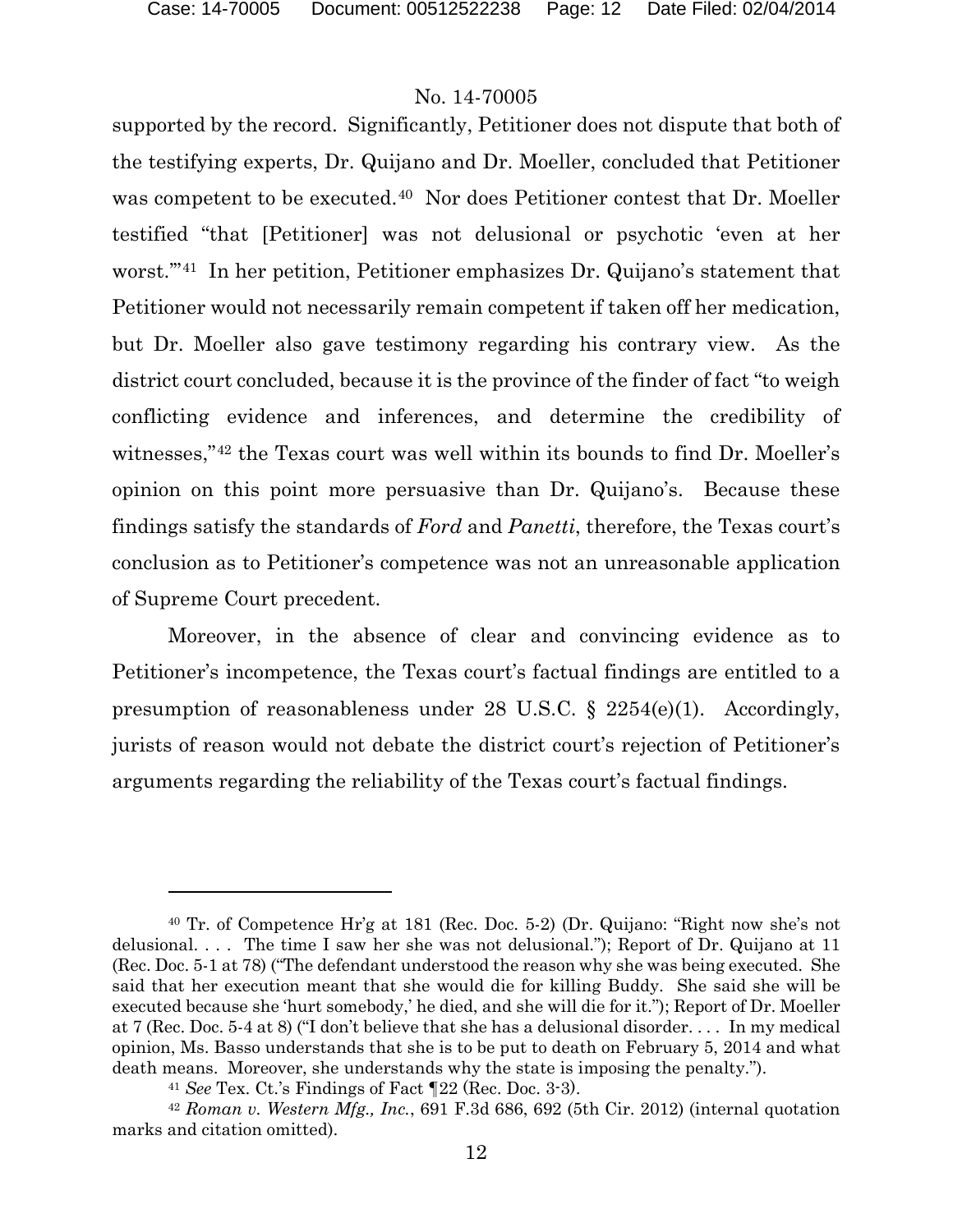supported by the record. Significantly, Petitioner does not dispute that both of the testifying experts, Dr. Quijano and Dr. Moeller, concluded that Petitioner was competent to be executed.[40] Nor does Petitioner contest that Dr. Moeller testified "that [Petitioner] was not delusional or psychotic 'even at her worst.'"[41] In her petition, Petitioner emphasizes Dr. Quijano's statement that Petitioner would not necessarily remain competent if taken off her medication, but Dr. Moeller also gave testimony regarding his contrary view. As the district court concluded, because it is the province of the finder of fact "to weigh conflicting evidence and inferences, and determine the credibility of witnesses,"[42] the Texas court was well within its bounds to find Dr. Moeller's opinion on this point more persuasive than Dr. Quijano's. Because these findings satisfy the standards of *Ford* and *Panetti*, therefore, the Texas court's conclusion as to Petitioner's competence was not an unreasonable application of Supreme Court precedent.

Moreover, in the absence of clear and convincing evidence as to Petitioner's incompetence, the Texas court's factual findings are entitled to a presumption of reasonableness under 28 U.S.C. § 2254(e)(1). Accordingly, jurists of reason would not debate the district court's rejection of Petitioner's arguments regarding the reliability of the Texas court's factual findings.

---

[40] Tr. of Competence Hr'g at 181 (Rec. Doc. 5-2) (Dr. Quijano: "Right now she's not delusional. . . . The time I saw her she was not delusional."); Report of Dr. Quijano at 11 (Rec. Doc. 5-1 at 78) ("The defendant understood the reason why she was being executed. She said that her execution meant that she would die for killing Buddy. She said she will be executed because she 'hurt somebody,' he died, and she will die for it."); Report of Dr. Moeller at 7 (Rec. Doc. 5-4 at 8) ("I don't believe that she has a delusional disorder. . . . In my medical opinion, Ms. Basso understands that she is to be put to death on February 5, 2014 and what death means. Moreover, she understands why the state is imposing the penalty.").

[41] *See* Tex. Ct.'s Findings of Fact ¶22 (Rec. Doc. 3-3).

[42] *Roman v. Western Mfg., Inc.*, 691 F.3d 686, 692 (5th Cir. 2012) (internal quotation marks and citation omitted).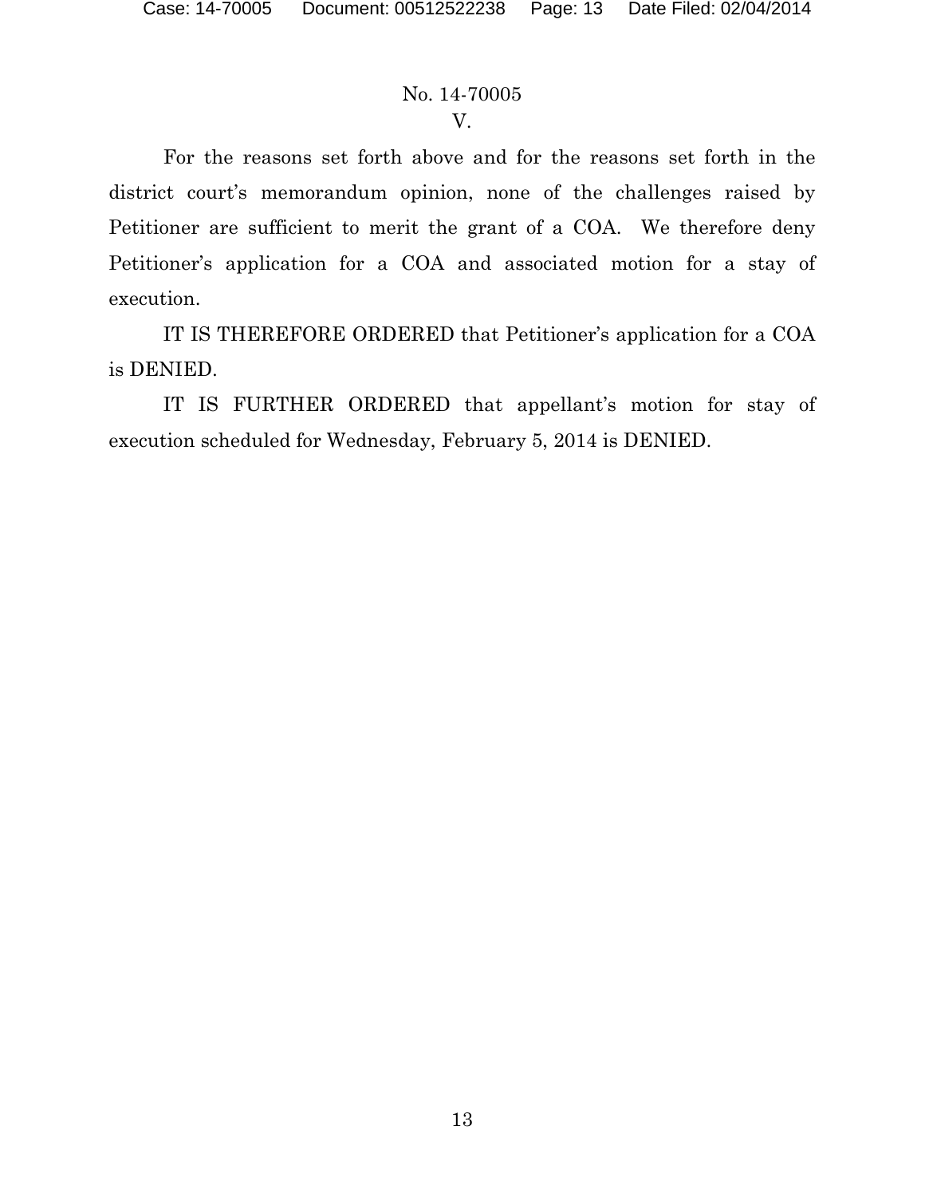No. 14-70005

V.

For the reasons set forth above and for the reasons set forth in the district court's memorandum opinion, none of the challenges raised by Petitioner are sufficient to merit the grant of a COA. We therefore deny Petitioner's application for a COA and associated motion for a stay of execution.

IT IS THEREFORE ORDERED that Petitioner's application for a COA is DENIED.

IT IS FURTHER ORDERED that appellant's motion for stay of execution scheduled for Wednesday, February 5, 2014 is DENIED.